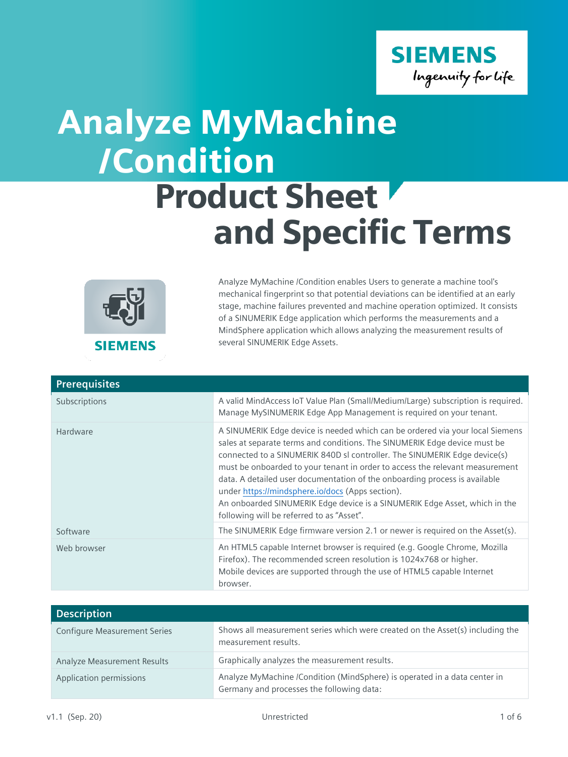# Analyze MyMachine /Condition

# Product Sheet and Specific Terms

Analyze MyMachine /Condition enables Users to generate a machine tool's mechanical fingerprint so that potential deviations can be identified at an early stage, machine failures prevented and machine operation optimized. It consists of a SINUMERIK Edge application which performs the measurements and a MindSphere application which allows analyzing the measurement results of several SINUMERIK Edge Assets.

| Prerequisites | |
|---|---|
| Subscriptions | A valid MindAccess IoT Value Plan (Small/Medium/Large) subscription is required. Manage MySINUMERIK Edge App Management is required on your tenant. |
| Hardware | A SINUMERIK Edge device is needed which can be ordered via your local Siemens sales at separate terms and conditions. The SINUMERIK Edge device must be connected to a SINUMERIK 840D sl controller. The SINUMERIK Edge device(s) must be onboarded to your tenant in order to access the relevant measurement data. A detailed user documentation of the onboarding process is available under https://mindsphere.io/docs (Apps section).<br>An onboarded SINUMERIK Edge device is a SINUMERIK Edge Asset, which in the following will be referred to as "Asset". |
| Software | The SINUMERIK Edge firmware version 2.1 or newer is required on the Asset(s). |
| Web browser | An HTML5 capable Internet browser is required (e.g. Google Chrome, Mozilla Firefox). The recommended screen resolution is 1024x768 or higher.<br>Mobile devices are supported through the use of HTML5 capable Internet browser. |

| Description | |
|---|---|
| Configure Measurement Series | Shows all measurement series which were created on the Asset(s) including the measurement results. |
| Analyze Measurement Results | Graphically analyzes the measurement results. |
| Application permissions | Analyze MyMachine /Condition (MindSphere) is operated in a data center in Germany and processes the following data: |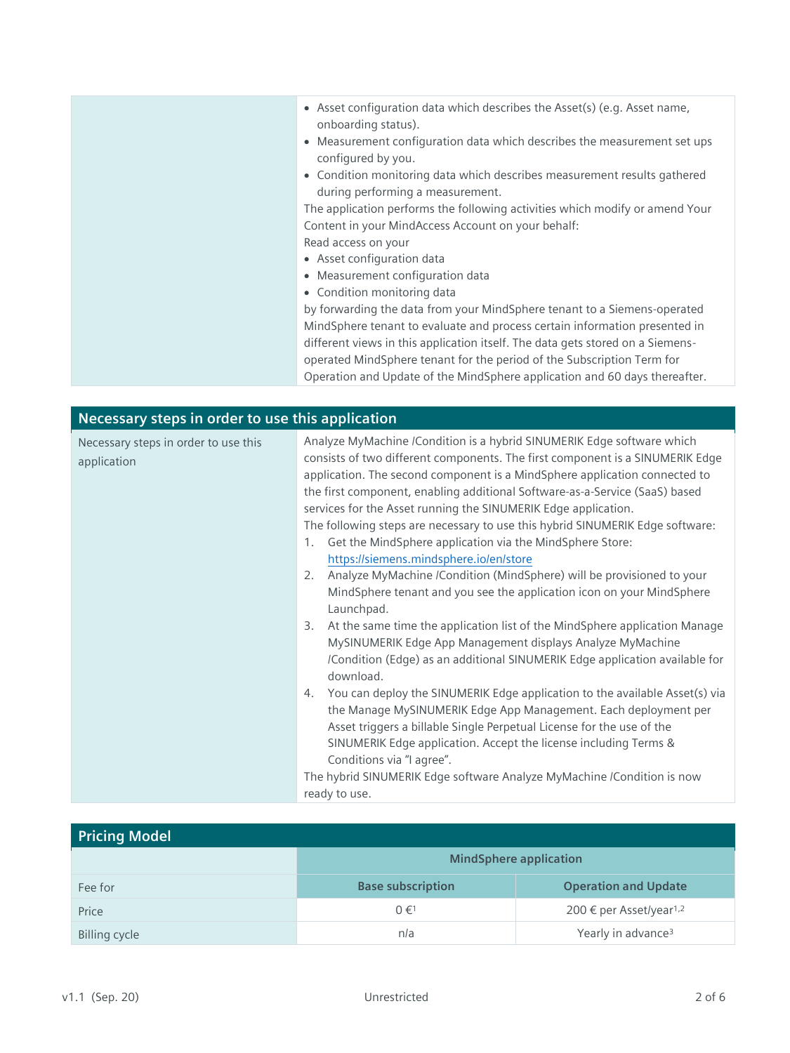| | |
|---|---|
| | • Asset configuration data which describes the Asset(s) (e.g. Asset name, onboarding status).<br>• Measurement configuration data which describes the measurement set ups configured by you.<br>• Condition monitoring data which describes measurement results gathered during performing a measurement.<br>The application performs the following activities which modify or amend Your Content in your MindAccess Account on your behalf:<br>Read access on your<br>• Asset configuration data<br>• Measurement configuration data<br>• Condition monitoring data<br>by forwarding the data from your MindSphere tenant to a Siemens-operated MindSphere tenant to evaluate and process certain information presented in different views in this application itself. The data gets stored on a Siemens-operated MindSphere tenant for the period of the Subscription Term for Operation and Update of the MindSphere application and 60 days thereafter. |

## Necessary steps in order to use this application

| | |
|---|---|
| Necessary steps in order to use this application | Analyze MyMachine /Condition is a hybrid SINUMERIK Edge software which consists of two different components. The first component is a SINUMERIK Edge application. The second component is a MindSphere application connected to the first component, enabling additional Software-as-a-Service (SaaS) based services for the Asset running the SINUMERIK Edge application.<br>The following steps are necessary to use this hybrid SINUMERIK Edge software:<br>1. Get the MindSphere application via the MindSphere Store: https://siemens.mindsphere.io/en/store<br>2. Analyze MyMachine /Condition (MindSphere) will be provisioned to your MindSphere tenant and you see the application icon on your MindSphere Launchpad.<br>3. At the same time the application list of the MindSphere application Manage MySINUMERIK Edge App Management displays Analyze MyMachine /Condition (Edge) as an additional SINUMERIK Edge application available for download.<br>4. You can deploy the SINUMERIK Edge application to the available Asset(s) via the Manage MySINUMERIK Edge App Management. Each deployment per Asset triggers a billable Single Perpetual License for the use of the SINUMERIK Edge application. Accept the license including Terms & Conditions via "I agree".<br>The hybrid SINUMERIK Edge software Analyze MyMachine /Condition is now ready to use. |

## Pricing Model

| | MindSphere application | |
|---|---|---|
| Fee for | Base subscription | Operation and Update |
| Price | 0 €[1] | 200 € per Asset/year[1,2] |
| Billing cycle | n/a | Yearly in advance[3] |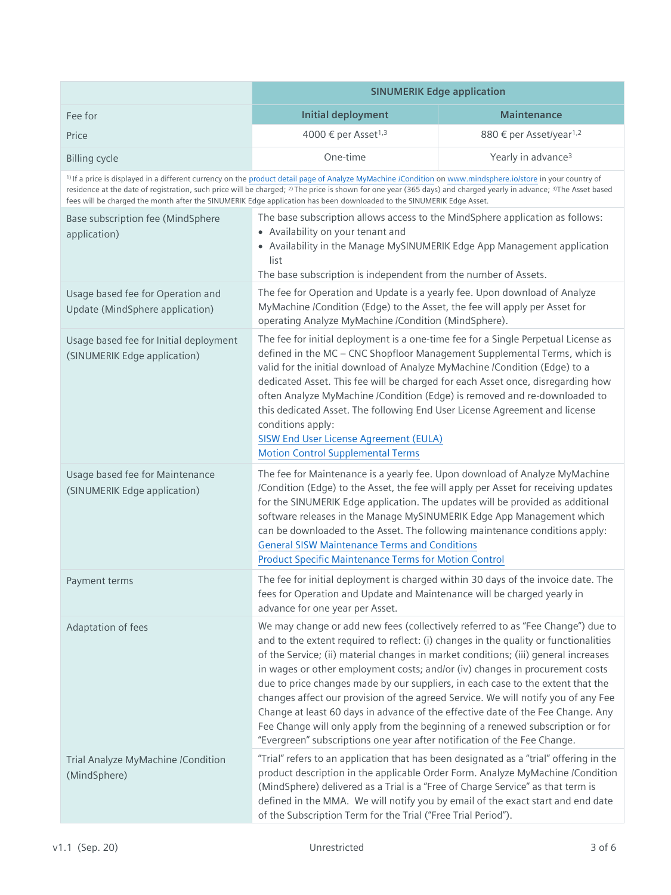| | SINUMERIK Edge application | |
|---|---|---|
| Fee for | Initial deployment | Maintenance |
| Price | 4000 € per Asset[1,3] | 880 € per Asset/year[1,2] |
| Billing cycle | One-time | Yearly in advance[3] |

[1] If a price is displayed in a different currency on the product detail page of Analyze MyMachine /Condition on www.mindsphere.io/store in your country of residence at the date of registration, such price will be charged; [2] The price is shown for one year (365 days) and charged yearly in advance; [3] The Asset based fees will be charged the month after the SINUMERIK Edge application has been downloaded to the SINUMERIK Edge Asset.

| | |
|---|---|
| Base subscription fee (MindSphere application) | The base subscription allows access to the MindSphere application as follows: • Availability on your tenant and • Availability in the Manage MySINUMERIK Edge App Management application list. The base subscription is independent from the number of Assets. |
| Usage based fee for Operation and Update (MindSphere application) | The fee for Operation and Update is a yearly fee. Upon download of Analyze MyMachine /Condition (Edge) to the Asset, the fee will apply per Asset for operating Analyze MyMachine /Condition (MindSphere). |
| Usage based fee for Initial deployment (SINUMERIK Edge application) | The fee for initial deployment is a one-time fee for a Single Perpetual License as defined in the MC – CNC Shopfloor Management Supplemental Terms, which is valid for the initial download of Analyze MyMachine /Condition (Edge) to a dedicated Asset. This fee will be charged for each Asset once, disregarding how often Analyze MyMachine /Condition (Edge) is removed and re-downloaded to this dedicated Asset. The following End User License Agreement and license conditions apply: SISW End User License Agreement (EULA) Motion Control Supplemental Terms |
| Usage based fee for Maintenance (SINUMERIK Edge application) | The fee for Maintenance is a yearly fee. Upon download of Analyze MyMachine /Condition (Edge) to the Asset, the fee will apply per Asset for receiving updates for the SINUMERIK Edge application. The updates will be provided as additional software releases in the Manage MySINUMERIK Edge App Management which can be downloaded to the Asset. The following maintenance conditions apply: General SISW Maintenance Terms and Conditions Product Specific Maintenance Terms for Motion Control |
| Payment terms | The fee for initial deployment is charged within 30 days of the invoice date. The fees for Operation and Update and Maintenance will be charged yearly in advance for one year per Asset. |
| Adaptation of fees | We may change or add new fees (collectively referred to as "Fee Change") due to and to the extent required to reflect: (i) changes in the quality or functionalities of the Service; (ii) material changes in market conditions; (iii) general increases in wages or other employment costs; and/or (iv) changes in procurement costs due to price changes made by our suppliers, in each case to the extent that the changes affect our provision of the agreed Service. We will notify you of any Fee Change at least 60 days in advance of the effective date of the Fee Change. Any Fee Change will only apply from the beginning of a renewed subscription or for "Evergreen" subscriptions one year after notification of the Fee Change. |
| Trial Analyze MyMachine /Condition (MindSphere) | "Trial" refers to an application that has been designated as a "trial" offering in the product description in the applicable Order Form. Analyze MyMachine /Condition (MindSphere) delivered as a Trial is a "Free of Charge Service" as that term is defined in the MMA. We will notify you by email of the exact start and end date of the Subscription Term for the Trial ("Free Trial Period"). |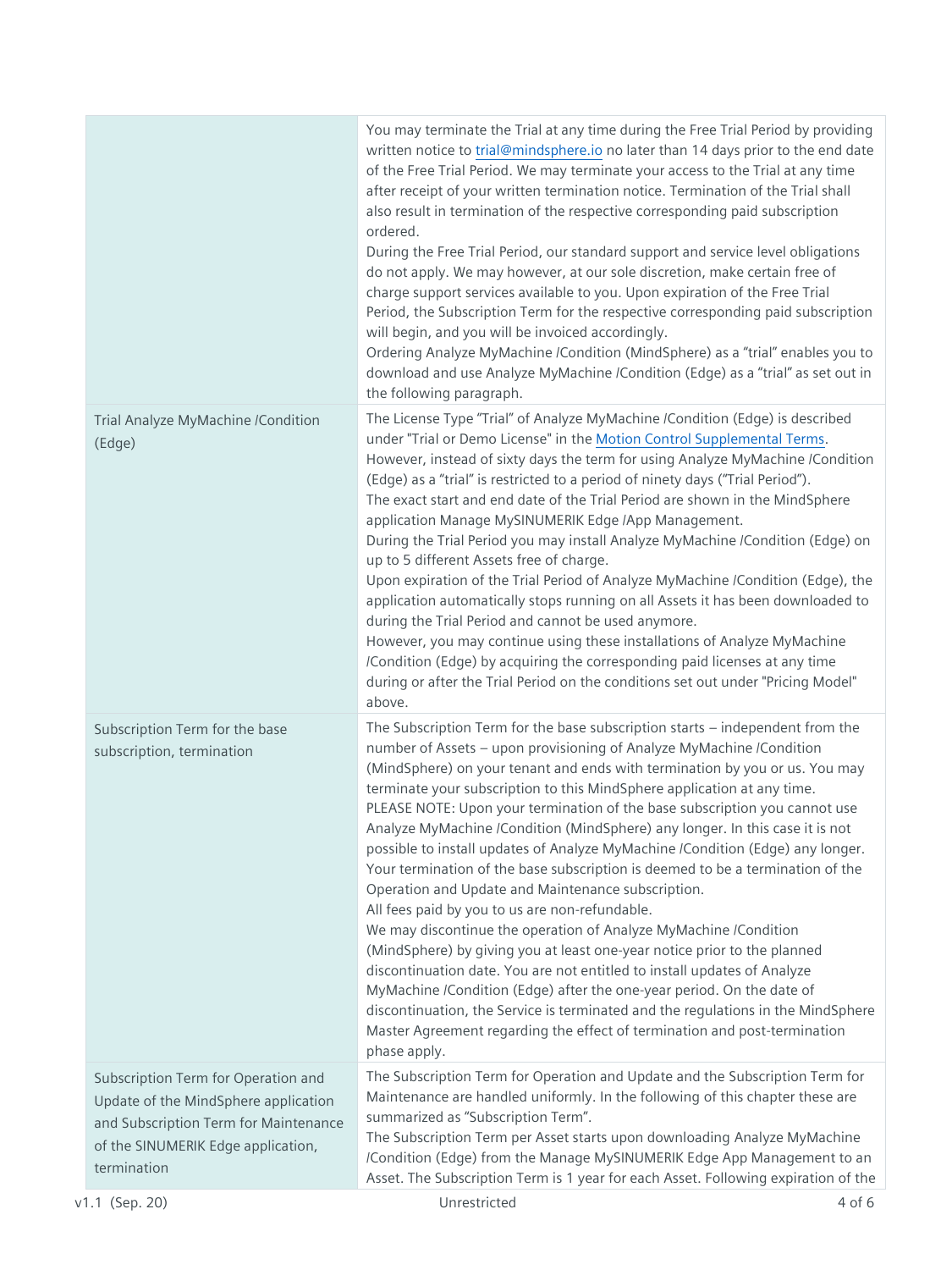| | |
|---|---|
| | You may terminate the Trial at any time during the Free Trial Period by providing written notice to trial@mindsphere.io no later than 14 days prior to the end date of the Free Trial Period. We may terminate your access to the Trial at any time after receipt of your written termination notice. Termination of the Trial shall also result in termination of the respective corresponding paid subscription ordered.<br>During the Free Trial Period, our standard support and service level obligations do not apply. We may however, at our sole discretion, make certain free of charge support services available to you. Upon expiration of the Free Trial Period, the Subscription Term for the respective corresponding paid subscription will begin, and you will be invoiced accordingly.<br>Ordering Analyze MyMachine /Condition (MindSphere) as a "trial" enables you to download and use Analyze MyMachine /Condition (Edge) as a "trial" as set out in the following paragraph. |
| Trial Analyze MyMachine /Condition (Edge) | The License Type "Trial" of Analyze MyMachine /Condition (Edge) is described under "Trial or Demo License" in the Motion Control Supplemental Terms.<br>However, instead of sixty days the term for using Analyze MyMachine /Condition (Edge) as a "trial" is restricted to a period of ninety days ("Trial Period").<br>The exact start and end date of the Trial Period are shown in the MindSphere application Manage MySINUMERIK Edge /App Management.<br>During the Trial Period you may install Analyze MyMachine /Condition (Edge) on up to 5 different Assets free of charge.<br>Upon expiration of the Trial Period of Analyze MyMachine /Condition (Edge), the application automatically stops running on all Assets it has been downloaded to during the Trial Period and cannot be used anymore.<br>However, you may continue using these installations of Analyze MyMachine /Condition (Edge) by acquiring the corresponding paid licenses at any time during or after the Trial Period on the conditions set out under "Pricing Model" above. |
| Subscription Term for the base subscription, termination | The Subscription Term for the base subscription starts – independent from the number of Assets – upon provisioning of Analyze MyMachine /Condition (MindSphere) on your tenant and ends with termination by you or us. You may terminate your subscription to this MindSphere application at any time.<br>PLEASE NOTE: Upon your termination of the base subscription you cannot use Analyze MyMachine /Condition (MindSphere) any longer. In this case it is not possible to install updates of Analyze MyMachine /Condition (Edge) any longer. Your termination of the base subscription is deemed to be a termination of the Operation and Update and Maintenance subscription.<br>All fees paid by you to us are non-refundable.<br>We may discontinue the operation of Analyze MyMachine /Condition (MindSphere) by giving you at least one-year notice prior to the planned discontinuation date. You are not entitled to install updates of Analyze MyMachine /Condition (Edge) after the one-year period. On the date of discontinuation, the Service is terminated and the regulations in the MindSphere Master Agreement regarding the effect of termination and post-termination phase apply. |
| Subscription Term for Operation and Update of the MindSphere application and Subscription Term for Maintenance of the SINUMERIK Edge application, termination | The Subscription Term for Operation and Update and the Subscription Term for Maintenance are handled uniformly. In the following of this chapter these are summarized as "Subscription Term".<br>The Subscription Term per Asset starts upon downloading Analyze MyMachine /Condition (Edge) from the Manage MySINUMERIK Edge App Management to an Asset. The Subscription Term is 1 year for each Asset. Following expiration of the |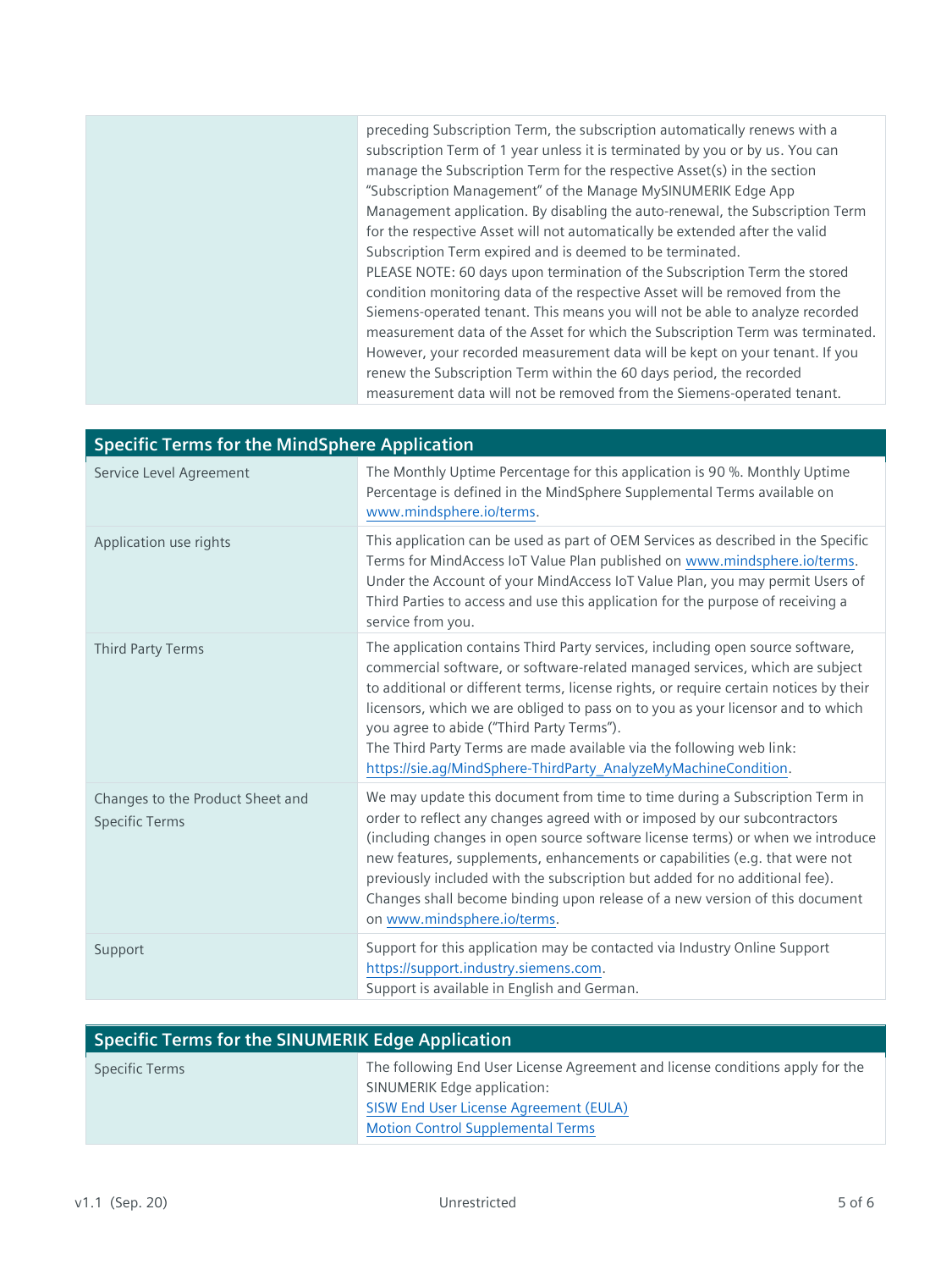| | |
|---|---|
| | preceding Subscription Term, the subscription automatically renews with a subscription Term of 1 year unless it is terminated by you or by us. You can manage the Subscription Term for the respective Asset(s) in the section "Subscription Management" of the Manage MySINUMERIK Edge App Management application. By disabling the auto-renewal, the Subscription Term for the respective Asset will not automatically be extended after the valid Subscription Term expired and is deemed to be terminated.<br>PLEASE NOTE: 60 days upon termination of the Subscription Term the stored condition monitoring data of the respective Asset will be removed from the Siemens-operated tenant. This means you will not be able to analyze recorded measurement data of the Asset for which the Subscription Term was terminated. However, your recorded measurement data will be kept on your tenant. If you renew the Subscription Term within the 60 days period, the recorded measurement data will not be removed from the Siemens-operated tenant. |

| Specific Terms for the MindSphere Application | |
|---|---|
| Service Level Agreement | The Monthly Uptime Percentage for this application is 90 %. Monthly Uptime Percentage is defined in the MindSphere Supplemental Terms available on www.mindsphere.io/terms. |
| Application use rights | This application can be used as part of OEM Services as described in the Specific Terms for MindAccess IoT Value Plan published on www.mindsphere.io/terms. Under the Account of your MindAccess IoT Value Plan, you may permit Users of Third Parties to access and use this application for the purpose of receiving a service from you. |
| Third Party Terms | The application contains Third Party services, including open source software, commercial software, or software-related managed services, which are subject to additional or different terms, license rights, or require certain notices by their licensors, which we are obliged to pass on to you as your licensor and to which you agree to abide ("Third Party Terms").<br>The Third Party Terms are made available via the following web link: https://sie.ag/MindSphere-ThirdParty_AnalyzeMyMachineCondition. |
| Changes to the Product Sheet and Specific Terms | We may update this document from time to time during a Subscription Term in order to reflect any changes agreed with or imposed by our subcontractors (including changes in open source software license terms) or when we introduce new features, supplements, enhancements or capabilities (e.g. that were not previously included with the subscription but added for no additional fee). Changes shall become binding upon release of a new version of this document on www.mindsphere.io/terms. |
| Support | Support for this application may be contacted via Industry Online Support https://support.industry.siemens.com.<br>Support is available in English and German. |

| Specific Terms for the SINUMERIK Edge Application | |
|---|---|
| Specific Terms | The following End User License Agreement and license conditions apply for the SINUMERIK Edge application:<br>SISW End User License Agreement (EULA)<br>Motion Control Supplemental Terms |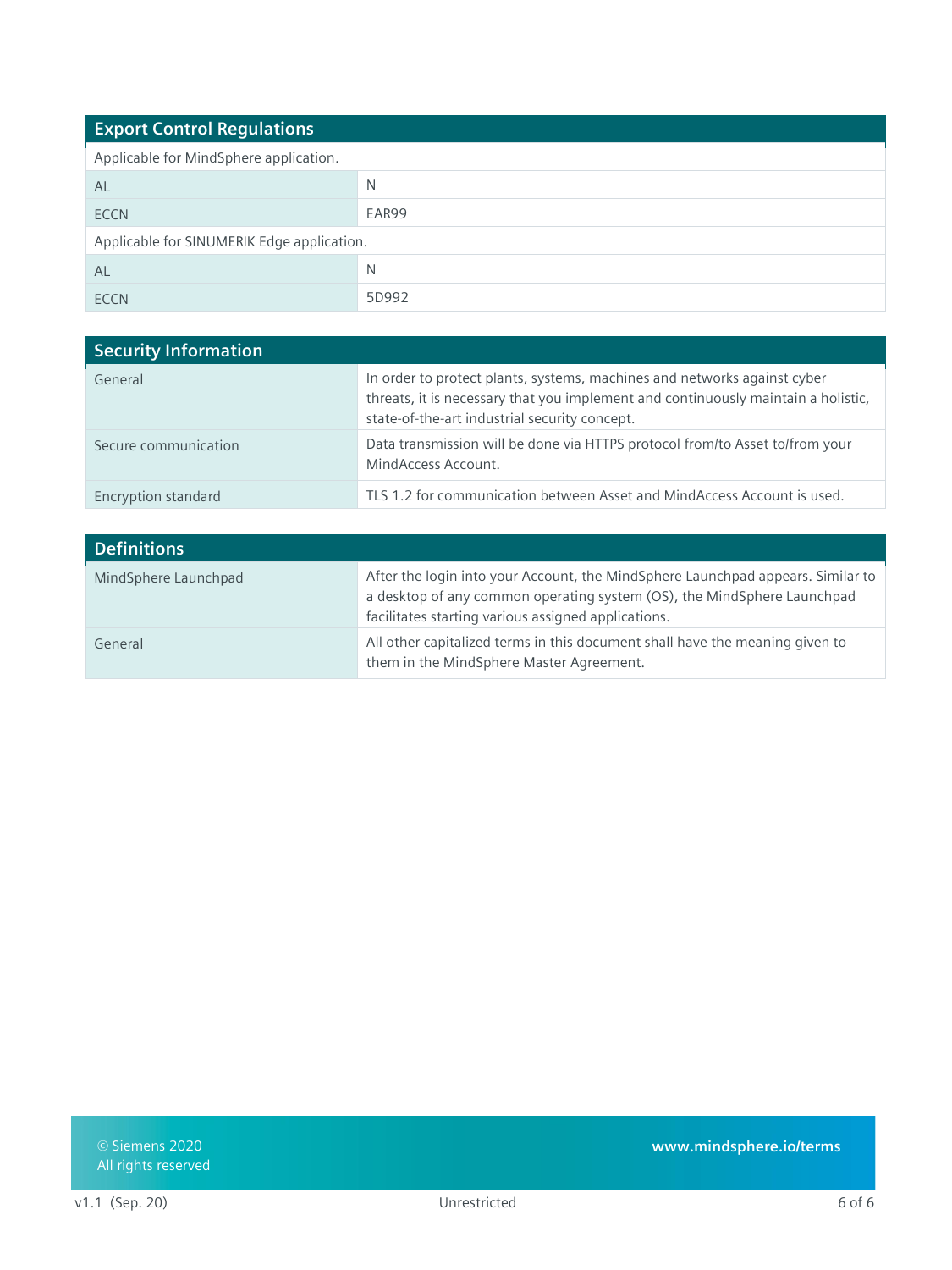## Export Control Regulations

| | |
|---|---|
| Applicable for MindSphere application. | |
| AL | N |
| ECCN | EAR99 |
| Applicable for SINUMERIK Edge application. | |
| AL | N |
| ECCN | 5D992 |

## Security Information

| | |
|---|---|
| General | In order to protect plants, systems, machines and networks against cyber threats, it is necessary that you implement and continuously maintain a holistic, state-of-the-art industrial security concept. |
| Secure communication | Data transmission will be done via HTTPS protocol from/to Asset to/from your MindAccess Account. |
| Encryption standard | TLS 1.2 for communication between Asset and MindAccess Account is used. |

## Definitions

| | |
|---|---|
| MindSphere Launchpad | After the login into your Account, the MindSphere Launchpad appears. Similar to a desktop of any common operating system (OS), the MindSphere Launchpad facilitates starting various assigned applications. |
| General | All other capitalized terms in this document shall have the meaning given to them in the MindSphere Master Agreement. |

© Siemens 2020
All rights reserved

www.mindsphere.io/terms

v1.1 (Sep. 20) Unrestricted